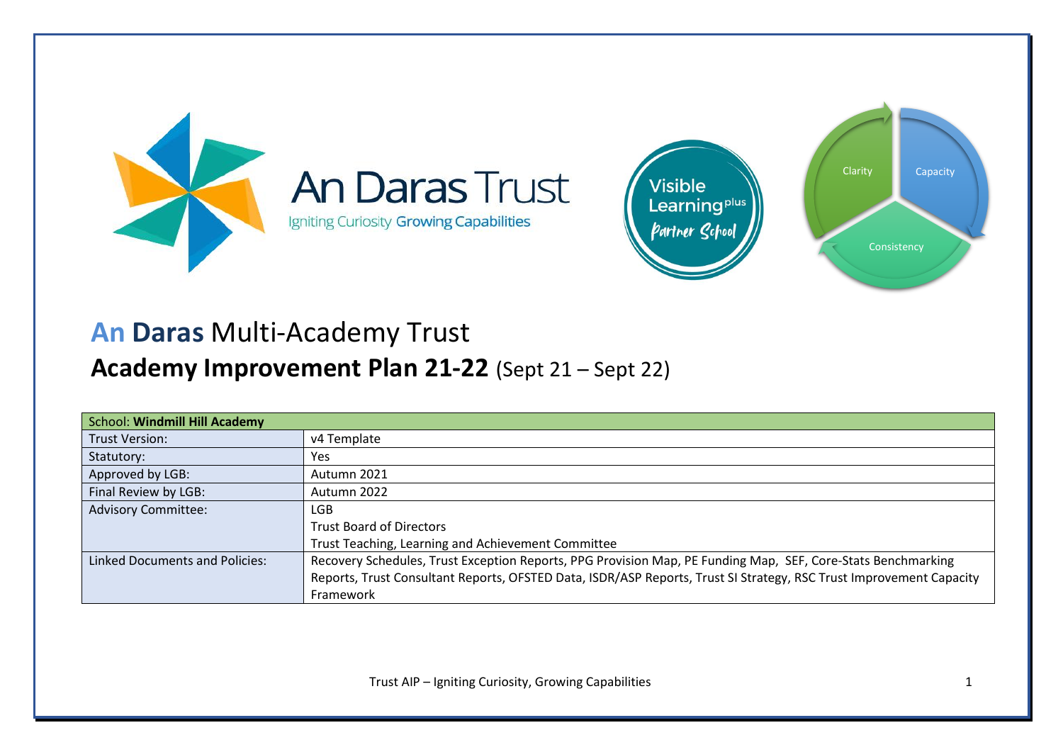An Daras Trust

Igniting Curiosity Growing Capabilities

Visible Learning[plus] Partner School

Clarity Capacity Consistency

# An Daras Multi-Academy Trust

## Academy Improvement Plan 21-22 (Sept 21 – Sept 22)

| School: **Windmill Hill Academy** | |
|---|---|
| Trust Version: | v4 Template |
| Statutory: | Yes |
| Approved by LGB: | Autumn 2021 |
| Final Review by LGB: | Autumn 2022 |
| Advisory Committee: | LGB<br>Trust Board of Directors<br>Trust Teaching, Learning and Achievement Committee |
| Linked Documents and Policies: | Recovery Schedules, Trust Exception Reports, PPG Provision Map, PE Funding Map, SEF, Core-Stats Benchmarking Reports, Trust Consultant Reports, OFSTED Data, ISDR/ASP Reports, Trust SI Strategy, RSC Trust Improvement Capacity Framework |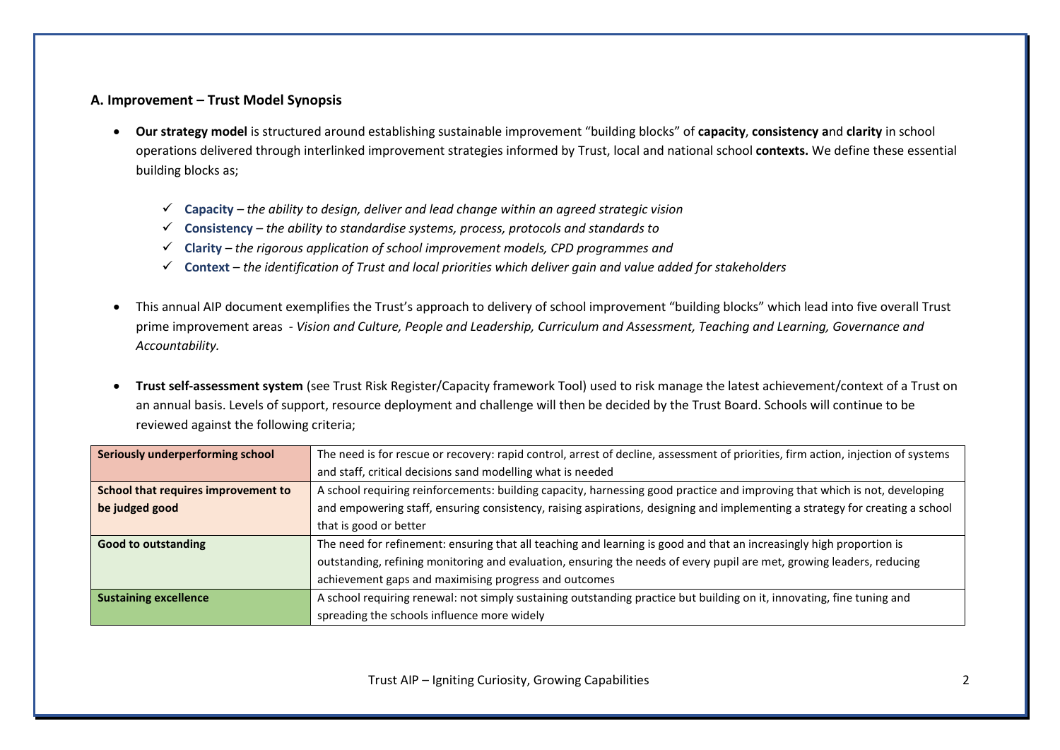### A. Improvement – Trust Model Synopsis

- **Our strategy model** is structured around establishing sustainable improvement "building blocks" of **capacity**, **consistency a**nd **clarity** in school operations delivered through interlinked improvement strategies informed by Trust, local and national school **contexts.** We define these essential building blocks as;

    - ✓ **Capacity** – *the ability to design, deliver and lead change within an agreed strategic vision*
    - ✓ **Consistency** – *the ability to standardise systems, process, protocols and standards to*
    - ✓ **Clarity** – *the rigorous application of school improvement models, CPD programmes and*
    - ✓ **Context** – *the identification of Trust and local priorities which deliver gain and value added for stakeholders*

- This annual AIP document exemplifies the Trust's approach to delivery of school improvement "building blocks" which lead into five overall Trust prime improvement areas - *Vision and Culture, People and Leadership, Curriculum and Assessment, Teaching and Learning, Governance and Accountability.*

- **Trust self-assessment system** (see Trust Risk Register/Capacity framework Tool) used to risk manage the latest achievement/context of a Trust on an annual basis. Levels of support, resource deployment and challenge will then be decided by the Trust Board. Schools will continue to be reviewed against the following criteria;

| | |
|---|---|
| **Seriously underperforming school** | The need is for rescue or recovery: rapid control, arrest of decline, assessment of priorities, firm action, injection of systems and staff, critical decisions sand modelling what is needed |
| **School that requires improvement to be judged good** | A school requiring reinforcements: building capacity, harnessing good practice and improving that which is not, developing and empowering staff, ensuring consistency, raising aspirations, designing and implementing a strategy for creating a school that is good or better |
| **Good to outstanding** | The need for refinement: ensuring that all teaching and learning is good and that an increasingly high proportion is outstanding, refining monitoring and evaluation, ensuring the needs of every pupil are met, growing leaders, reducing achievement gaps and maximising progress and outcomes |
| **Sustaining excellence** | A school requiring renewal: not simply sustaining outstanding practice but building on it, innovating, fine tuning and spreading the schools influence more widely |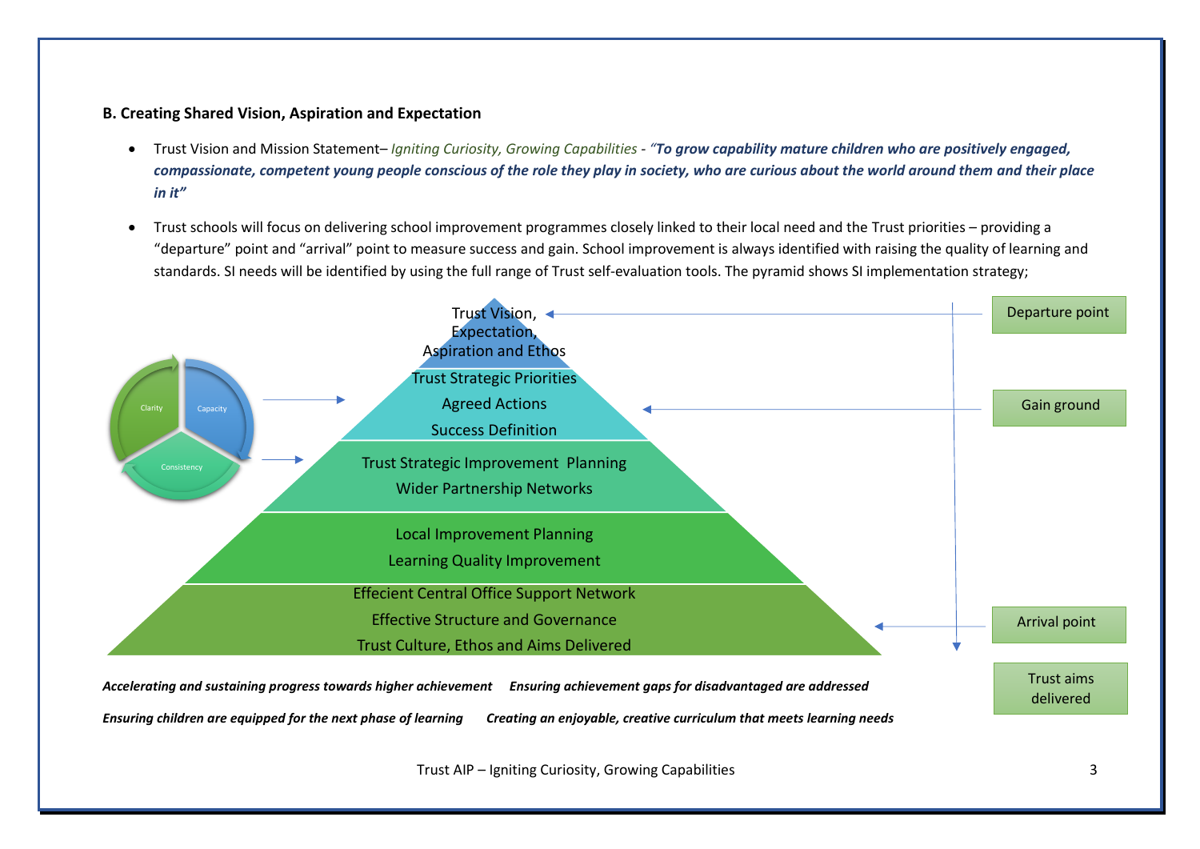**B. Creating Shared Vision, Aspiration and Expectation**

- Trust Vision and Mission Statement– *Igniting Curiosity, Growing Capabilities* - ***"To grow capability mature children who are positively engaged, compassionate, competent young people conscious of the role they play in society, who are curious about the world around them and their place in it"***
- Trust schools will focus on delivering school improvement programmes closely linked to their local need and the Trust priorities – providing a "departure" point and "arrival" point to measure success and gain. School improvement is always identified with raising the quality of learning and standards. SI needs will be identified by using the full range of Trust self-evaluation tools. The pyramid shows SI implementation strategy;

Clarity – Capacity – Consistency

Trust Vision, Expectation, Aspiration and Ethos ← Departure point

Trust Strategic Priorities
Agreed Actions ← Gain ground
Success Definition

Trust Strategic Improvement Planning
Wider Partnership Networks

Local Improvement Planning
Learning Quality Improvement

Effecient Central Office Support Network
Effective Structure and Governance ← Arrival point
Trust Culture, Ethos and Aims Delivered

Trust aims delivered

***Accelerating and sustaining progress towards higher achievement*** ***Ensuring achievement gaps for disadvantaged are addressed***

***Ensuring children are equipped for the next phase of learning*** ***Creating an enjoyable, creative curriculum that meets learning needs***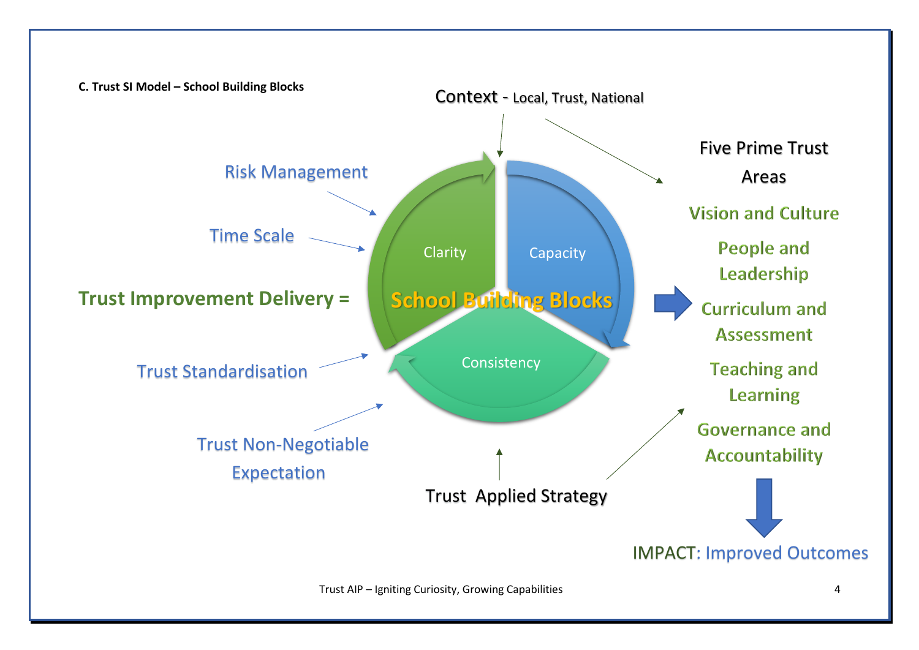**C. Trust SI Model – School Building Blocks**

Context - Local, Trust, National

Risk Management

Time Scale

**Trust Improvement Delivery =**

Clarity

Capacity

**School Building Blocks**

Consistency

Trust Standardisation

Trust Non-Negotiable Expectation

Trust Applied Strategy

Five Prime Trust Areas

- Vision and Culture
- People and Leadership
- Curriculum and Assessment
- Teaching and Learning
- Governance and Accountability

IMPACT: Improved Outcomes

Trust AIP – Igniting Curiosity, Growing Capabilities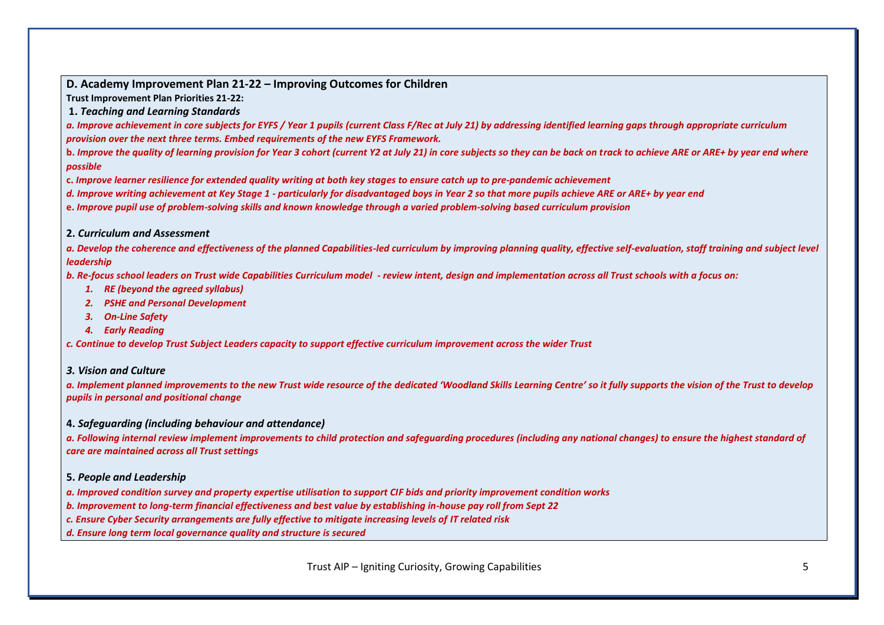## D. Academy Improvement Plan 21-22 – Improving Outcomes for Children

**Trust Improvement Plan Priorities 21-22:**

**1. *Teaching and Learning Standards***

***a. Improve achievement in core subjects for EYFS / Year 1 pupils (current Class F/Rec at July 21) by addressing identified learning gaps through appropriate curriculum provision over the next three terms. Embed requirements of the new EYFS Framework.***

**b. *Improve the quality of learning provision for Year 3 cohort (current Y2 at July 21) in core subjects so they can be back on track to achieve ARE or ARE+ by year end where possible***

**c. *Improve learner resilience for extended quality writing at both key stages to ensure catch up to pre-pandemic achievement***

***d. Improve writing achievement at Key Stage 1 - particularly for disadvantaged boys in Year 2 so that more pupils achieve ARE or ARE+ by year end***

**e. *Improve pupil use of problem-solving skills and known knowledge through a varied problem-solving based curriculum provision***

**2. *Curriculum and Assessment***

***a. Develop the coherence and effectiveness of the planned Capabilities-led curriculum by improving planning quality, effective self-evaluation, staff training and subject level leadership***

***b. Re-focus school leaders on Trust wide Capabilities Curriculum model - review intent, design and implementation across all Trust schools with a focus on:***

1. ***RE (beyond the agreed syllabus)***
2. ***PSHE and Personal Development***
3. ***On-Line Safety***
4. ***Early Reading***

***c. Continue to develop Trust Subject Leaders capacity to support effective curriculum improvement across the wider Trust***

***3. Vision and Culture***

***a. Implement planned improvements to the new Trust wide resource of the dedicated 'Woodland Skills Learning Centre' so it fully supports the vision of the Trust to develop pupils in personal and positional change***

**4. *Safeguarding (including behaviour and attendance)***

***a. Following internal review implement improvements to child protection and safeguarding procedures (including any national changes) to ensure the highest standard of care are maintained across all Trust settings***

**5. *People and Leadership***

***a. Improved condition survey and property expertise utilisation to support CIF bids and priority improvement condition works***

***b. Improvement to long-term financial effectiveness and best value by establishing in-house pay roll from Sept 22***

***c. Ensure Cyber Security arrangements are fully effective to mitigate increasing levels of IT related risk***

***d. Ensure long term local governance quality and structure is secured***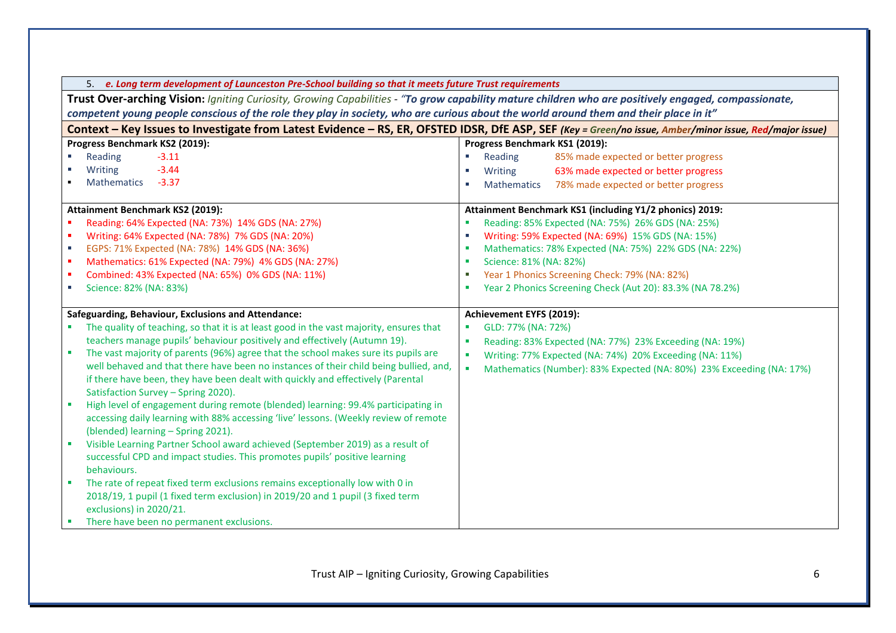5. ***e. Long term development of Launceston Pre-School building so that it meets future Trust requirements***

**Trust Over-arching Vision:** *Igniting Curiosity, Growing Capabilities - **"To grow capability mature children who are positively engaged, compassionate, competent young people conscious of the role they play in society, who are curious about the world around them and their place in it"***

**Context – Key Issues to Investigate from Latest Evidence – RS, ER, OFSTED IDSR, DfE ASP, SEF** ***(Key = Green/no issue, Amber/minor issue, Red/major issue)***

| Progress Benchmark KS2 (2019): | Progress Benchmark KS1 (2019): |
|---|---|
| ▪ Reading -3.11<br>▪ Writing -3.44<br>▪ Mathematics -3.37 | ▪ Reading 85% made expected or better progress<br>▪ Writing 63% made expected or better progress<br>▪ Mathematics 78% made expected or better progress |
| **Attainment Benchmark KS2 (2019):** | **Attainment Benchmark KS1 (including Y1/2 phonics) 2019:** |
| ▪ Reading: 64% Expected (NA: 73%) 14% GDS (NA: 27%)<br>▪ Writing: 64% Expected (NA: 78%) 7% GDS (NA: 20%)<br>▪ EGPS: 71% Expected (NA: 78%) 14% GDS (NA: 36%)<br>▪ Mathematics: 61% Expected (NA: 79%) 4% GDS (NA: 27%)<br>▪ Combined: 43% Expected (NA: 65%) 0% GDS (NA: 11%)<br>▪ Science: 82% (NA: 83%) | ▪ Reading: 85% Expected (NA: 75%) 26% GDS (NA: 25%)<br>▪ Writing: 59% Expected (NA: 69%) 15% GDS (NA: 15%)<br>▪ Mathematics: 78% Expected (NA: 75%) 22% GDS (NA: 22%)<br>▪ Science: 81% (NA: 82%)<br>▪ Year 1 Phonics Screening Check: 79% (NA: 82%)<br>▪ Year 2 Phonics Screening Check (Aut 20): 83.3% (NA 78.2%) |
| **Safeguarding, Behaviour, Exclusions and Attendance:** | **Achievement EYFS (2019):** |
| ▪ The quality of teaching, so that it is at least good in the vast majority, ensures that teachers manage pupils' behaviour positively and effectively (Autumn 19).<br>▪ The vast majority of parents (96%) agree that the school makes sure its pupils are well behaved and that there have been no instances of their child being bullied, and, if there have been, they have been dealt with quickly and effectively (Parental Satisfaction Survey – Spring 2020).<br>▪ High level of engagement during remote (blended) learning: 99.4% participating in accessing daily learning with 88% accessing 'live' lessons. (Weekly review of remote (blended) learning – Spring 2021).<br>▪ Visible Learning Partner School award achieved (September 2019) as a result of successful CPD and impact studies. This promotes pupils' positive learning behaviours.<br>▪ The rate of repeat fixed term exclusions remains exceptionally low with 0 in 2018/19, 1 pupil (1 fixed term exclusion) in 2019/20 and 1 pupil (3 fixed term exclusions) in 2020/21.<br>▪ There have been no permanent exclusions. | ▪ GLD: 77% (NA: 72%)<br>▪ Reading: 83% Expected (NA: 77%) 23% Exceeding (NA: 19%)<br>▪ Writing: 77% Expected (NA: 74%) 20% Exceeding (NA: 11%)<br>▪ Mathematics (Number): 83% Expected (NA: 80%) 23% Exceeding (NA: 17%) |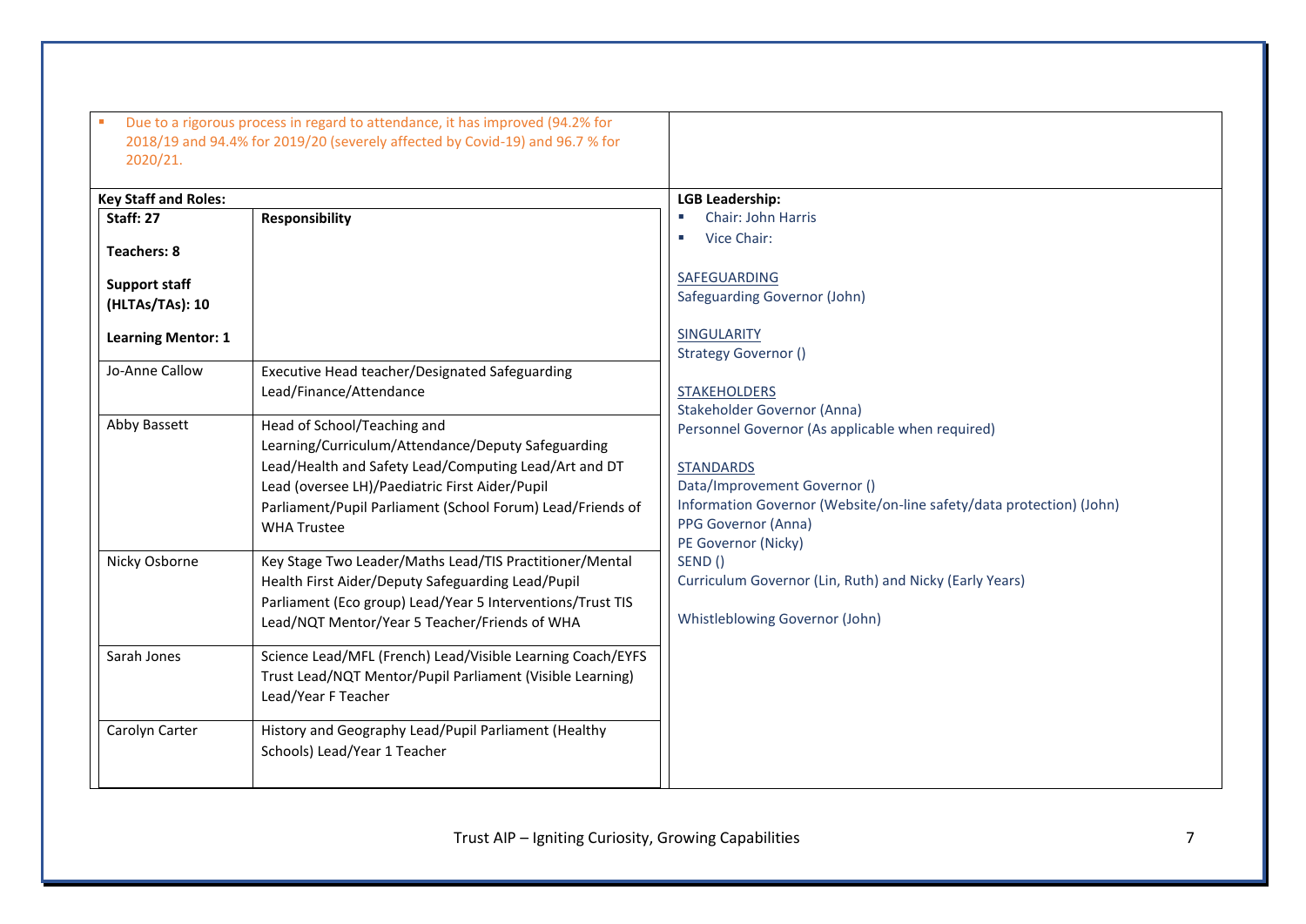- Due to a rigorous process in regard to attendance, it has improved (94.2% for 2018/19 and 94.4% for 2019/20 (severely affected by Covid-19) and 96.7 % for 2020/21.

**Key Staff and Roles:**

| **Staff: 27**<br><br>**Teachers: 8**<br><br>**Support staff (HLTAs/TAs): 10**<br><br>**Learning Mentor: 1** | **Responsibility** |
|---|---|
| Jo-Anne Callow | Executive Head teacher/Designated Safeguarding Lead/Finance/Attendance |
| Abby Bassett | Head of School/Teaching and Learning/Curriculum/Attendance/Deputy Safeguarding Lead/Health and Safety Lead/Computing Lead/Art and DT Lead (oversee LH)/Paediatric First Aider/Pupil Parliament/Pupil Parliament (School Forum) Lead/Friends of WHA Trustee |
| Nicky Osborne | Key Stage Two Leader/Maths Lead/TIS Practitioner/Mental Health First Aider/Deputy Safeguarding Lead/Pupil Parliament (Eco group) Lead/Year 5 Interventions/Trust TIS Lead/NQT Mentor/Year 5 Teacher/Friends of WHA |
| Sarah Jones | Science Lead/MFL (French) Lead/Visible Learning Coach/EYFS Trust Lead/NQT Mentor/Pupil Parliament (Visible Learning) Lead/Year F Teacher |
| Carolyn Carter | History and Geography Lead/Pupil Parliament (Healthy Schools) Lead/Year 1 Teacher |

**LGB Leadership:**

- Chair: John Harris
- Vice Chair:

SAFEGUARDING
Safeguarding Governor (John)

SINGULARITY
Strategy Governor ()

STAKEHOLDERS
Stakeholder Governor (Anna)
Personnel Governor (As applicable when required)

STANDARDS
Data/Improvement Governor ()
Information Governor (Website/on-line safety/data protection) (John)
PPG Governor (Anna)
PE Governor (Nicky)
SEND ()
Curriculum Governor (Lin, Ruth) and Nicky (Early Years)

Whistleblowing Governor (John)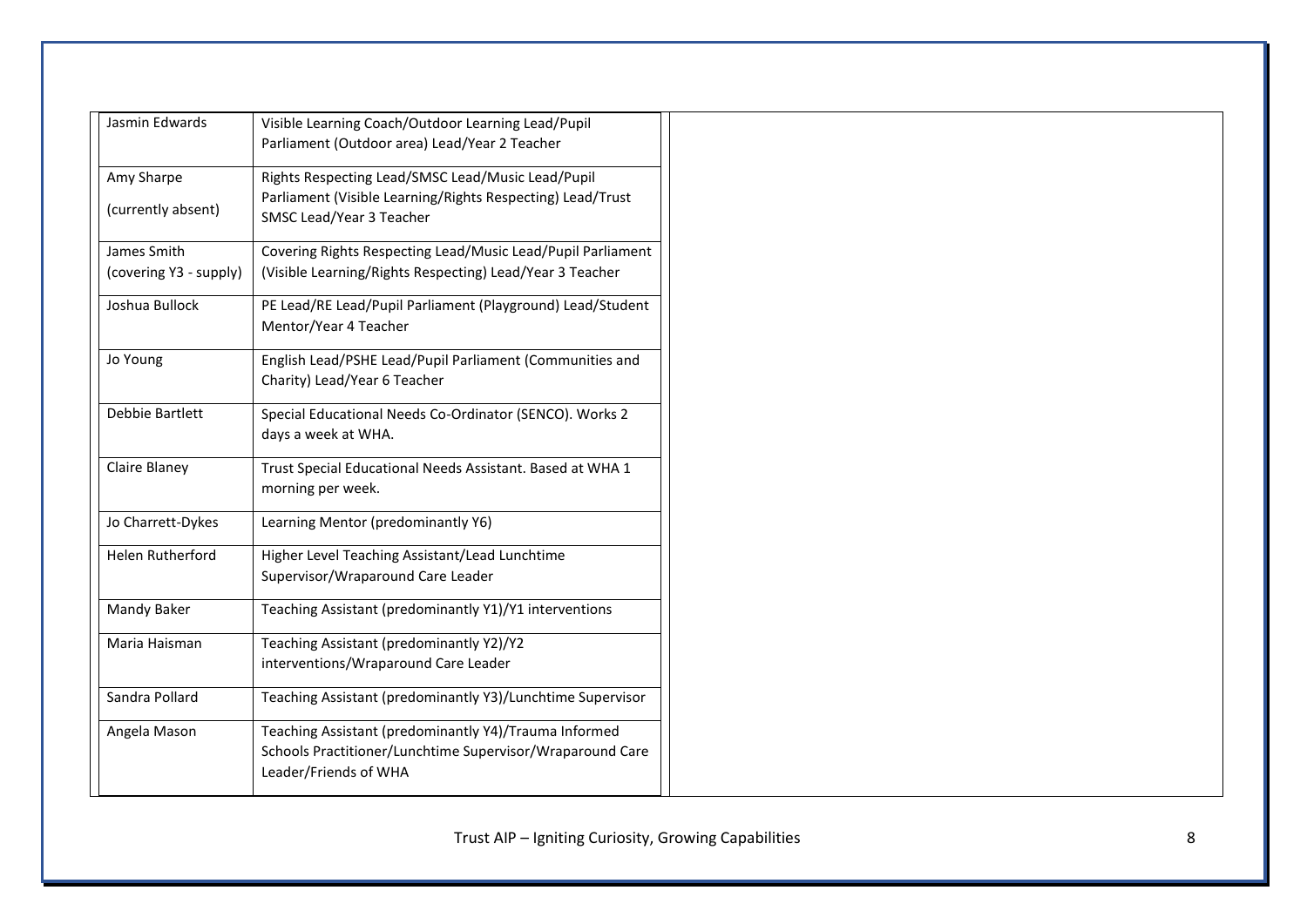| | |
|---|---|
| Jasmin Edwards | Visible Learning Coach/Outdoor Learning Lead/Pupil Parliament (Outdoor area) Lead/Year 2 Teacher |
| Amy Sharpe<br>(currently absent) | Rights Respecting Lead/SMSC Lead/Music Lead/Pupil Parliament (Visible Learning/Rights Respecting) Lead/Trust SMSC Lead/Year 3 Teacher |
| James Smith (covering Y3 - supply) | Covering Rights Respecting Lead/Music Lead/Pupil Parliament (Visible Learning/Rights Respecting) Lead/Year 3 Teacher |
| Joshua Bullock | PE Lead/RE Lead/Pupil Parliament (Playground) Lead/Student Mentor/Year 4 Teacher |
| Jo Young | English Lead/PSHE Lead/Pupil Parliament (Communities and Charity) Lead/Year 6 Teacher |
| Debbie Bartlett | Special Educational Needs Co-Ordinator (SENCO). Works 2 days a week at WHA. |
| Claire Blaney | Trust Special Educational Needs Assistant. Based at WHA 1 morning per week. |
| Jo Charrett-Dykes | Learning Mentor (predominantly Y6) |
| Helen Rutherford | Higher Level Teaching Assistant/Lead Lunchtime Supervisor/Wraparound Care Leader |
| Mandy Baker | Teaching Assistant (predominantly Y1)/Y1 interventions |
| Maria Haisman | Teaching Assistant (predominantly Y2)/Y2 interventions/Wraparound Care Leader |
| Sandra Pollard | Teaching Assistant (predominantly Y3)/Lunchtime Supervisor |
| Angela Mason | Teaching Assistant (predominantly Y4)/Trauma Informed Schools Practitioner/Lunchtime Supervisor/Wraparound Care Leader/Friends of WHA |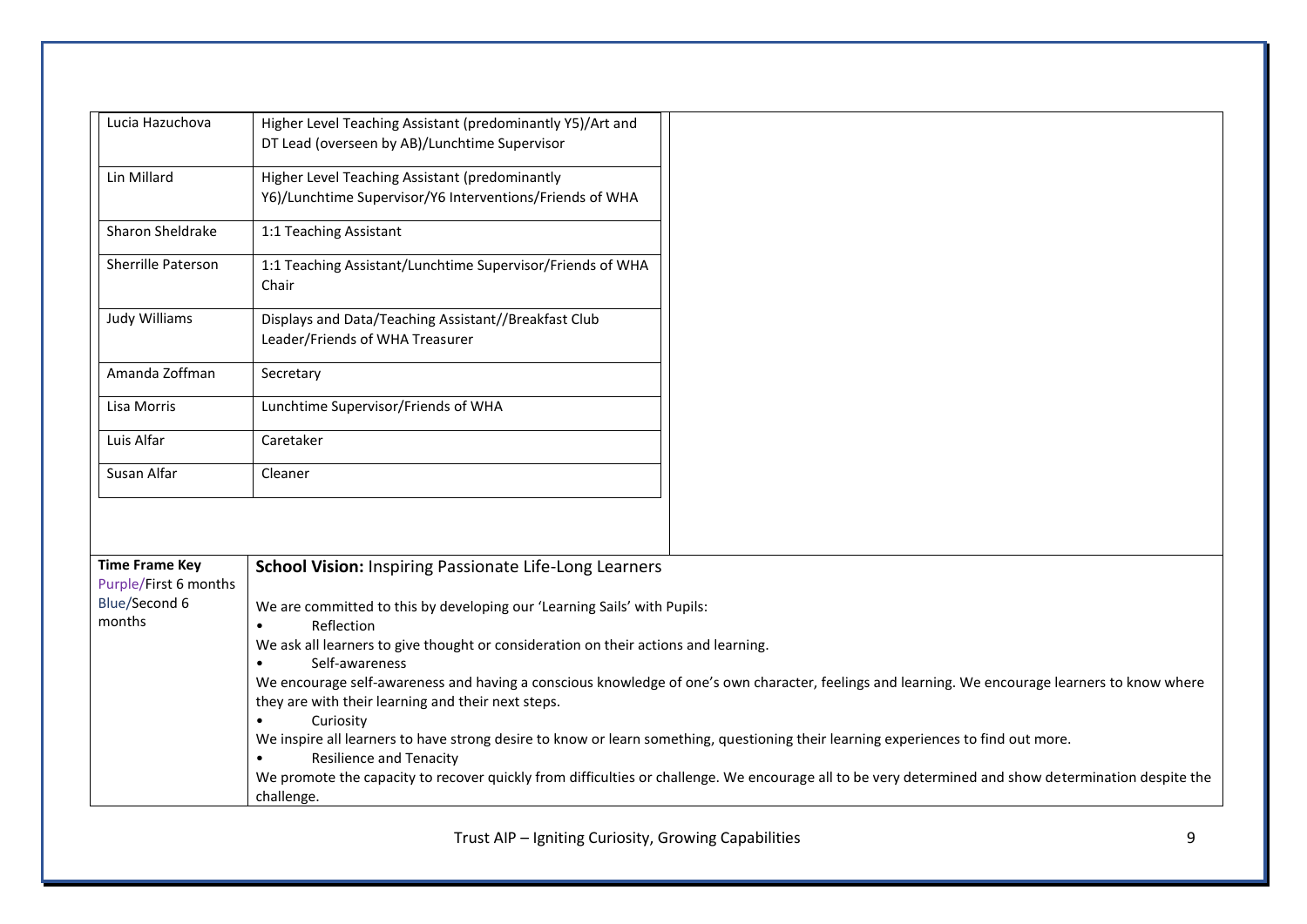| | |
|---|---|
| Lucia Hazuchova | Higher Level Teaching Assistant (predominantly Y5)/Art and DT Lead (overseen by AB)/Lunchtime Supervisor |
| Lin Millard | Higher Level Teaching Assistant (predominantly Y6)/Lunchtime Supervisor/Y6 Interventions/Friends of WHA |
| Sharon Sheldrake | 1:1 Teaching Assistant |
| Sherrille Paterson | 1:1 Teaching Assistant/Lunchtime Supervisor/Friends of WHA Chair |
| Judy Williams | Displays and Data/Teaching Assistant//Breakfast Club Leader/Friends of WHA Treasurer |
| Amanda Zoffman | Secretary |
| Lisa Morris | Lunchtime Supervisor/Friends of WHA |
| Luis Alfar | Caretaker |
| Susan Alfar | Cleaner |

**Time Frame Key**
Purple/First 6 months
Blue/Second 6 months

**School Vision:** Inspiring Passionate Life-Long Learners

We are committed to this by developing our 'Learning Sails' with Pupils:

- Reflection

We ask all learners to give thought or consideration on their actions and learning.

- Self-awareness

We encourage self-awareness and having a conscious knowledge of one's own character, feelings and learning. We encourage learners to know where they are with their learning and their next steps.

- Curiosity

We inspire all learners to have strong desire to know or learn something, questioning their learning experiences to find out more.

- Resilience and Tenacity

We promote the capacity to recover quickly from difficulties or challenge. We encourage all to be very determined and show determination despite the challenge.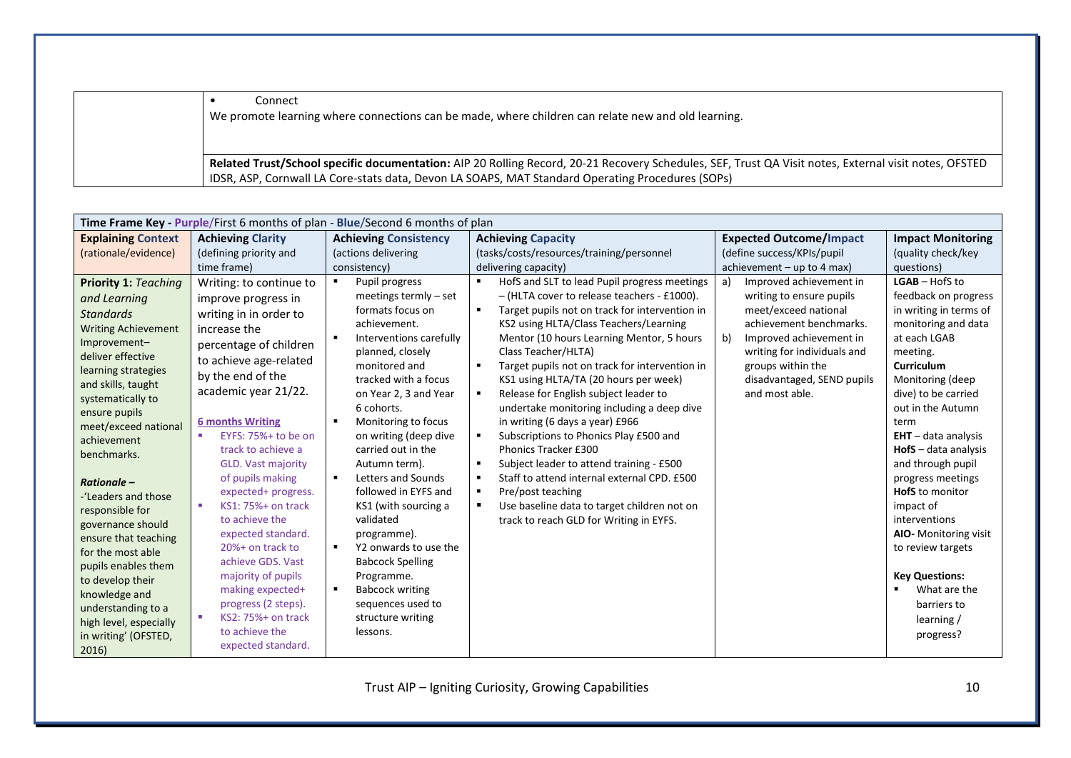| | • Connect<br>We promote learning where connections can be made, where children can relate new and old learning.<br><br>**Related Trust/School specific documentation:** AIP 20 Rolling Record, 20-21 Recovery Schedules, SEF, Trust QA Visit notes, External visit notes, OFSTED IDSR, ASP, Cornwall LA Core-stats data, Devon LA SOAPS, MAT Standard Operating Procedures (SOPs) |
|---|---|

**Time Frame Key - Purple/First 6 months of plan - Blue/Second 6 months of plan**

| **Explaining Context** (rationale/evidence) | **Achieving Clarity** (defining priority and time frame) | **Achieving Consistency** (actions delivering consistency) | **Achieving Capacity** (tasks/costs/resources/training/personnel delivering capacity) | **Expected Outcome/Impact** (define success/KPIs/pupil achievement – up to 4 max) | **Impact Monitoring** (quality check/key questions) |
|---|---|---|---|---|---|
| **Priority 1:** *Teaching and Learning Standards*<br>Writing Achievement Improvement– deliver effective learning strategies and skills, taught systematically to ensure pupils meet/exceed national achievement benchmarks.<br><br>***Rationale –***<br>-'Leaders and those responsible for governance should ensure that teaching for the most able pupils enables them to develop their knowledge and understanding to a high level, especially in writing' (OFSTED, 2016) | Writing: to continue to improve progress in writing in in order to increase the percentage of children to achieve age-related by the end of the academic year 21/22.<br><br>**6 months Writing**<br>▪ EYFS: 75%+ to be on track to achieve a GLD. Vast majority of pupils making expected+ progress.<br>▪ KS1: 75%+ on track to achieve the expected standard. 20%+ on track to achieve GDS. Vast majority of pupils making expected+ progress (2 steps).<br>▪ KS2: 75%+ on track to achieve the expected standard. | ▪ Pupil progress meetings termly – set formats focus on achievement.<br>▪ Interventions carefully planned, closely monitored and tracked with a focus on Year 2, 3 and Year 6 cohorts.<br>▪ Monitoring to focus on writing (deep dive carried out in the Autumn term).<br>▪ Letters and Sounds followed in EYFS and KS1 (with sourcing a validated programme).<br>▪ Y2 onwards to use the Babcock Spelling Programme.<br>▪ Babcock writing sequences used to structure writing lessons. | ▪ HofS and SLT to lead Pupil progress meetings – (HLTA cover to release teachers - £1000).<br>▪ Target pupils not on track for intervention in KS2 using HLTA/Class Teachers/Learning Mentor (10 hours Learning Mentor, 5 hours Class Teacher/HLTA)<br>▪ Target pupils not on track for intervention in KS1 using HLTA/TA (20 hours per week)<br>▪ Release for English subject leader to undertake monitoring including a deep dive in writing (6 days a year) £966<br>▪ Subscriptions to Phonics Play £500 and Phonics Tracker £300<br>▪ Subject leader to attend training - £500<br>▪ Staff to attend internal external CPD. £500<br>▪ Pre/post teaching<br>▪ Use baseline data to target children not on track to reach GLD for Writing in EYFS. | a) Improved achievement in writing to ensure pupils meet/exceed national achievement benchmarks.<br>b) Improved achievement in writing for individuals and groups within the disadvantaged, SEND pupils and most able. | **LGAB** – HofS to feedback on progress in writing in terms of monitoring and data at each LGAB meeting.<br>**Curriculum** Monitoring (deep dive) to be carried out in the Autumn term<br>**EHT** – data analysis<br>**HofS** – data analysis and through pupil progress meetings<br>**HofS** to monitor impact of interventions<br>**AIO-** Monitoring visit to review targets<br><br>**Key Questions:**<br>▪ What are the barriers to learning / progress? |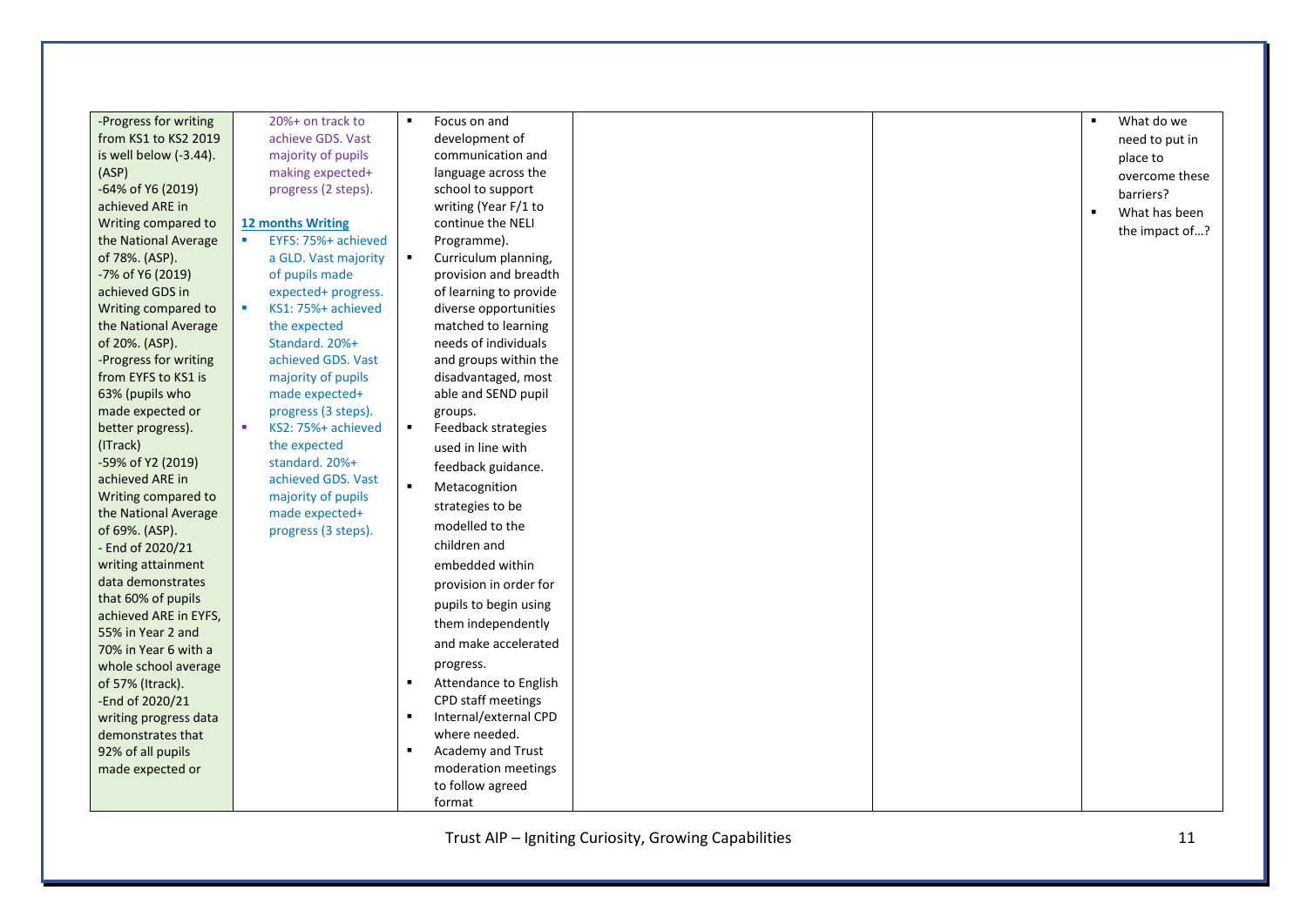| | | | | | |
|---|---|---|---|---|---|
| -Progress for writing from KS1 to KS2 2019 is well below (-3.44). (ASP)<br>-64% of Y6 (2019) achieved ARE in Writing compared to the National Average of 78%. (ASP).<br>-7% of Y6 (2019) achieved GDS in Writing compared to the National Average of 20%. (ASP).<br>-Progress for writing from EYFS to KS1 is 63% (pupils who made expected or better progress). (ITrack)<br>-59% of Y2 (2019) achieved ARE in Writing compared to the National Average of 69%. (ASP).<br>- End of 2020/21 writing attainment data demonstrates that 60% of pupils achieved ARE in EYFS, 55% in Year 2 and 70% in Year 6 with a whole school average of 57% (Itrack).<br>-End of 2020/21 writing progress data demonstrates that 92% of all pupils made expected or | 20%+ on track to achieve GDS. Vast majority of pupils making expected+ progress (2 steps).<br><br>**12 months Writing**<br>▪ EYFS: 75%+ achieved a GLD. Vast majority of pupils made expected+ progress.<br>▪ KS1: 75%+ achieved the expected Standard. 20%+ achieved GDS. Vast majority of pupils made expected+ progress (3 steps).<br>▪ KS2: 75%+ achieved the expected standard. 20%+ achieved GDS. Vast majority of pupils made expected+ progress (3 steps). | ▪ Focus on and development of communication and language across the school to support writing (Year F/1 to continue the NELI Programme).<br>▪ Curriculum planning, provision and breadth of learning to provide diverse opportunities matched to learning needs of individuals and groups within the disadvantaged, most able and SEND pupil groups.<br>▪ Feedback strategies used in line with feedback guidance.<br>▪ Metacognition strategies to be modelled to the children and embedded within provision in order for pupils to begin using them independently and make accelerated progress.<br>▪ Attendance to English CPD staff meetings<br>▪ Internal/external CPD where needed.<br>▪ Academy and Trust moderation meetings to follow agreed format | | | ▪ What do we need to put in place to overcome these barriers?<br>▪ What has been the impact of…? |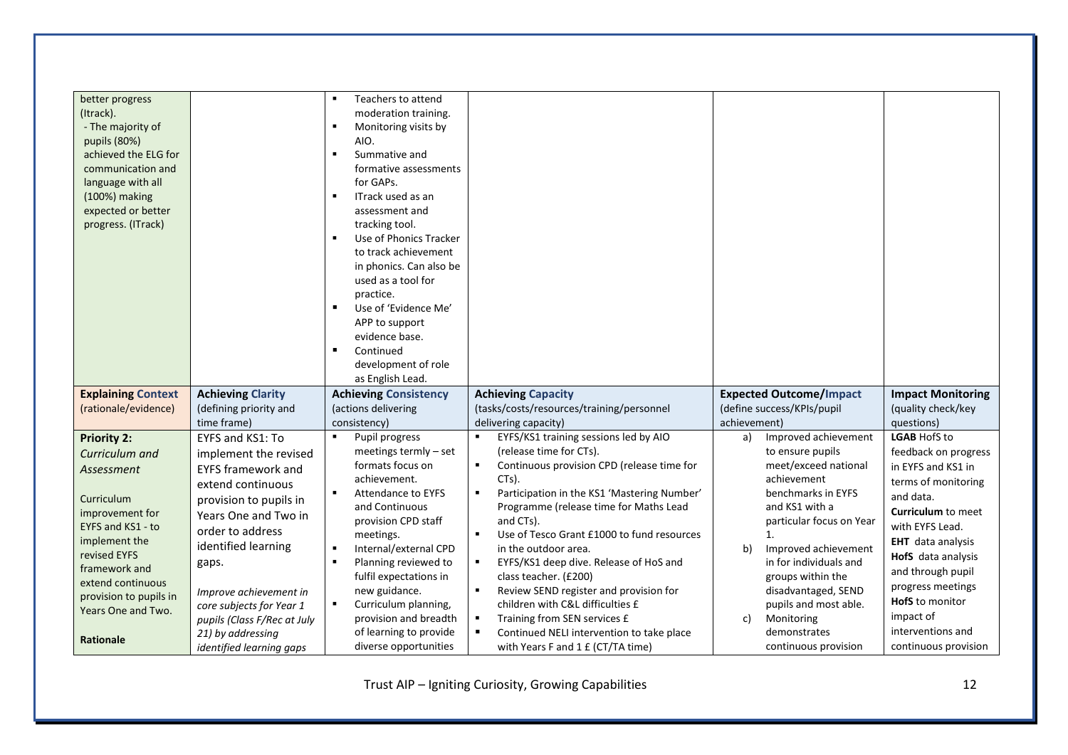| | | | | | |
|---|---|---|---|---|---|
| better progress (Itrack).<br>- The majority of pupils (80%) achieved the ELG for communication and language with all (100%) making expected or better progress. (ITrack) | | ▪ Teachers to attend moderation training.<br>▪ Monitoring visits by AIO.<br>▪ Summative and formative assessments for GAPs.<br>▪ ITrack used as an assessment and tracking tool.<br>▪ Use of Phonics Tracker to track achievement in phonics. Can also be used as a tool for practice.<br>▪ Use of 'Evidence Me' APP to support evidence base.<br>▪ Continued development of role as English Lead. | | | |
| **Explaining Context** (rationale/evidence) | **Achieving Clarity** (defining priority and time frame) | **Achieving Consistency** (actions delivering consistency) | **Achieving Capacity** (tasks/costs/resources/training/personnel delivering capacity) | **Expected Outcome/Impact** (define success/KPIs/pupil achievement) | **Impact Monitoring** (quality check/key questions) |
| **Priority 2:**<br>*Curriculum and Assessment*<br><br>Curriculum improvement for EYFS and KS1 - to implement the revised EYFS framework and extend continuous provision to pupils in Years One and Two.<br><br>**Rationale** | EYFS and KS1: To implement the revised EYFS framework and extend continuous provision to pupils in Years One and Two in order to address identified learning gaps.<br><br>*Improve achievement in core subjects for Year 1 pupils (Class F/Rec at July 21) by addressing identified learning gaps* | ▪ Pupil progress meetings termly – set formats focus on achievement.<br>▪ Attendance to EYFS and Continuous provision CPD staff meetings.<br>▪ Internal/external CPD<br>▪ Planning reviewed to fulfil expectations in new guidance.<br>▪ Curriculum planning, provision and breadth of learning to provide diverse opportunities | ▪ EYFS/KS1 training sessions led by AIO (release time for CTs).<br>▪ Continuous provision CPD (release time for CTs).<br>▪ Participation in the KS1 'Mastering Number' Programme (release time for Maths Lead and CTs).<br>▪ Use of Tesco Grant £1000 to fund resources in the outdoor area.<br>▪ EYFS/KS1 deep dive. Release of HoS and class teacher. (£200)<br>▪ Review SEND register and provision for children with C&L difficulties £<br>▪ Training from SEN services £<br>▪ Continued NELI intervention to take place with Years F and 1 £ (CT/TA time) | a) Improved achievement to ensure pupils meet/exceed national achievement benchmarks in EYFS and KS1 with a particular focus on Year 1.<br>b) Improved achievement in for individuals and groups within the disadvantaged, SEND pupils and most able.<br>c) Monitoring demonstrates continuous provision | **LGAB** HofS to feedback on progress in EYFS and KS1 in terms of monitoring and data.<br>**Curriculum** to meet with EYFS Lead.<br>**EHT** data analysis<br>**HofS** data analysis and through pupil progress meetings<br>**HofS** to monitor impact of interventions and continuous provision |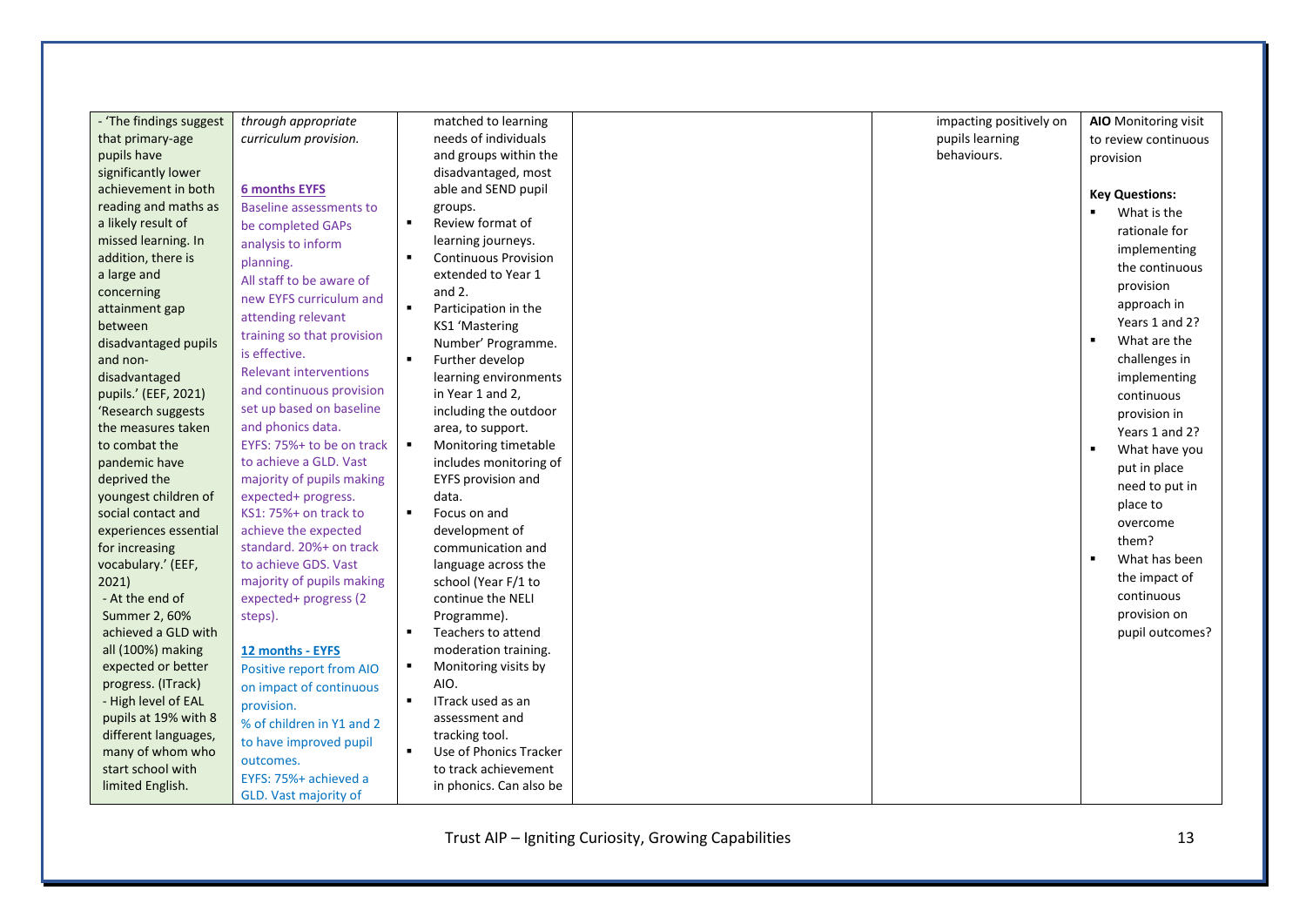| | | | | | |
|---|---|---|---|---|---|
| - 'The findings suggest that primary-age pupils have significantly lower achievement in both reading and maths as a likely result of missed learning. In addition, there is a large and concerning attainment gap between disadvantaged pupils and non-disadvantaged pupils.' (EEF, 2021)<br>'Research suggests the measures taken to combat the pandemic have deprived the youngest children of social contact and experiences essential for increasing vocabulary.' (EEF, 2021)<br>- At the end of Summer 2, 60% achieved a GLD with all (100%) making expected or better progress. (ITrack)<br>- High level of EAL pupils at 19% with 8 different languages, many of whom who start school with limited English. | *through appropriate curriculum provision.*<br><br>**6 months EYFS**<br>Baseline assessments to be completed GAPs analysis to inform planning.<br>All staff to be aware of new EYFS curriculum and attending relevant training so that provision is effective.<br>Relevant interventions and continuous provision set up based on baseline and phonics data.<br>EYFS: 75%+ to be on track to achieve a GLD. Vast majority of pupils making expected+ progress.<br>KS1: 75%+ on track to achieve the expected standard. 20%+ on track to achieve GDS. Vast majority of pupils making expected+ progress (2 steps).<br><br>**12 months - EYFS**<br>Positive report from AIO on impact of continuous provision.<br>% of children in Y1 and 2 to have improved pupil outcomes.<br>EYFS: 75%+ achieved a GLD. Vast majority of | matched to learning needs of individuals and groups within the disadvantaged, most able and SEND pupil groups.<br>▪ Review format of learning journeys.<br>▪ Continuous Provision extended to Year 1 and 2.<br>▪ Participation in the KS1 'Mastering Number' Programme.<br>▪ Further develop learning environments in Year 1 and 2, including the outdoor area, to support.<br>▪ Monitoring timetable includes monitoring of EYFS provision and data.<br>▪ Focus on and development of communication and language across the school (Year F/1 to continue the NELI Programme).<br>▪ Teachers to attend moderation training.<br>▪ Monitoring visits by AIO.<br>▪ ITrack used as an assessment and tracking tool.<br>▪ Use of Phonics Tracker to track achievement in phonics. Can also be | | impacting positively on pupils learning behaviours. | **AIO** Monitoring visit to review continuous provision<br><br>**Key Questions:**<br>▪ What is the rationale for implementing the continuous provision approach in Years 1 and 2?<br>▪ What are the challenges in implementing continuous provision in Years 1 and 2?<br>▪ What have you put in place need to put in place to overcome them?<br>▪ What has been the impact of continuous provision on pupil outcomes? |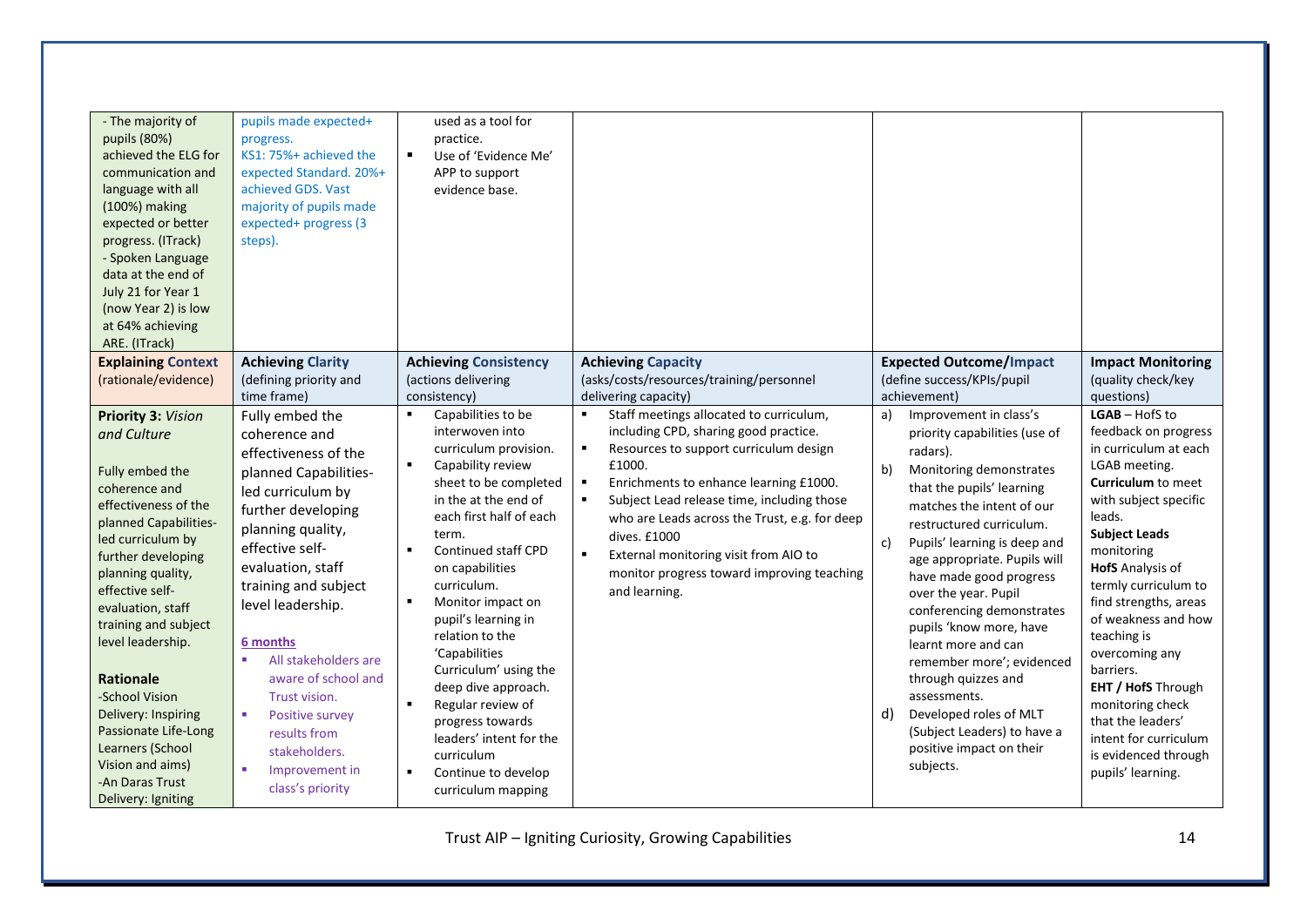| | | | | | |
|---|---|---|---|---|---|
| - The majority of pupils (80%) achieved the ELG for communication and language with all (100%) making expected or better progress. (ITrack)<br>- Spoken Language data at the end of July 21 for Year 1 (now Year 2) is low at 64% achieving ARE. (ITrack) | pupils made expected+ progress.<br>KS1: 75%+ achieved the expected Standard. 20%+ achieved GDS. Vast majority of pupils made expected+ progress (3 steps). | used as a tool for practice.<br>▪ Use of 'Evidence Me' APP to support evidence base. | | | |
| **Explaining Context** (rationale/evidence) | **Achieving Clarity** (defining priority and time frame) | **Achieving Consistency** (actions delivering consistency) | **Achieving Capacity** (asks/costs/resources/training/personnel delivering capacity) | **Expected Outcome/Impact** (define success/KPIs/pupil achievement) | **Impact Monitoring** (quality check/key questions) |
| **Priority 3:** *Vision and Culture*<br><br>Fully embed the coherence and effectiveness of the planned Capabilities-led curriculum by further developing planning quality, effective self-evaluation, staff training and subject level leadership.<br><br>**Rationale**<br>-School Vision Delivery: Inspiring Passionate Life-Long Learners (School Vision and aims)<br>-An Daras Trust Delivery: Igniting | Fully embed the coherence and effectiveness of the planned Capabilities-led curriculum by further developing planning quality, effective self-evaluation, staff training and subject level leadership.<br><br>**6 months**<br>▪ All stakeholders are aware of school and Trust vision.<br>▪ Positive survey results from stakeholders.<br>▪ Improvement in class's priority | ▪ Capabilities to be interwoven into curriculum provision.<br>▪ Capability review sheet to be completed in the at the end of each first half of each term.<br>▪ Continued staff CPD on capabilities curriculum.<br>▪ Monitor impact on pupil's learning in relation to the 'Capabilities Curriculum' using the deep dive approach.<br>▪ Regular review of progress towards leaders' intent for the curriculum<br>▪ Continue to develop curriculum mapping | ▪ Staff meetings allocated to curriculum, including CPD, sharing good practice.<br>▪ Resources to support curriculum design £1000.<br>▪ Enrichments to enhance learning £1000.<br>▪ Subject Lead release time, including those who are Leads across the Trust, e.g. for deep dives. £1000<br>▪ External monitoring visit from AIO to monitor progress toward improving teaching and learning. | a) Improvement in class's priority capabilities (use of radars).<br>b) Monitoring demonstrates that the pupils' learning matches the intent of our restructured curriculum.<br>c) Pupils' learning is deep and age appropriate. Pupils will have made good progress over the year. Pupil conferencing demonstrates pupils 'know more, have learnt more and can remember more'; evidenced through quizzes and assessments.<br>d) Developed roles of MLT (Subject Leaders) to have a positive impact on their subjects. | **LGAB** – HofS to feedback on progress in curriculum at each LGAB meeting.<br>**Curriculum** to meet with subject specific leads.<br>**Subject Leads** monitoring<br>**HofS** Analysis of termly curriculum to find strengths, areas of weakness and how teaching is overcoming any barriers.<br>**EHT / HofS** Through monitoring check that the leaders' intent for curriculum is evidenced through pupils' learning. |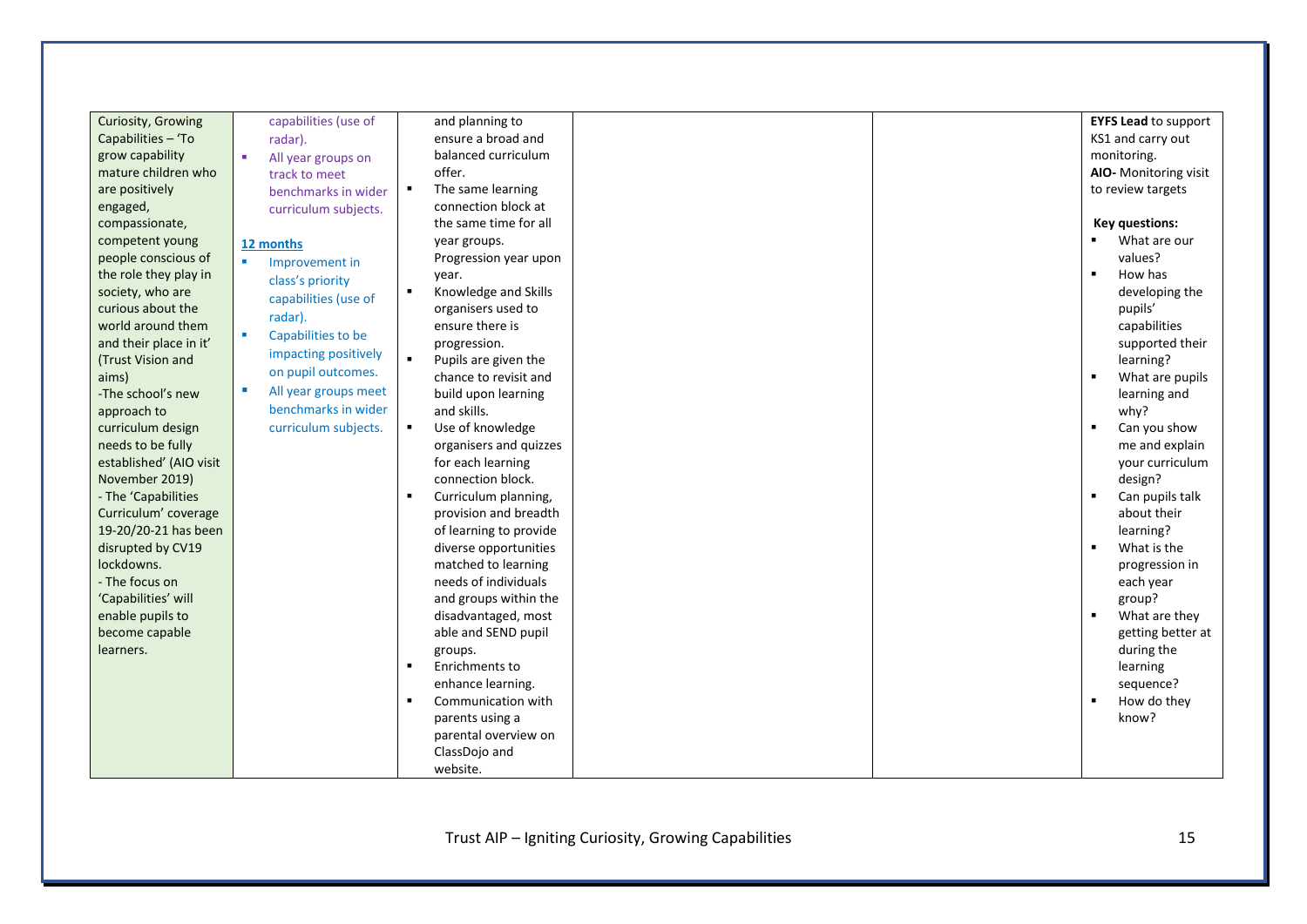| | | | | | |
|---|---|---|---|---|---|
| Curiosity, Growing Capabilities – 'To grow capability mature children who are positively engaged, compassionate, competent young people conscious of the role they play in society, who are curious about the world around them and their place in it' (Trust Vision and aims)<br>-The school's new approach to curriculum design needs to be fully established' (AIO visit November 2019)<br>- The 'Capabilities Curriculum' coverage 19-20/20-21 has been disrupted by CV19 lockdowns.<br>- The focus on 'Capabilities' will enable pupils to become capable learners. | capabilities (use of radar).<br>▪ All year groups on track to meet benchmarks in wider curriculum subjects.<br><br>**12 months**<br>▪ Improvement in class's priority capabilities (use of radar).<br>▪ Capabilities to be impacting positively on pupil outcomes.<br>▪ All year groups meet benchmarks in wider curriculum subjects. | and planning to ensure a broad and balanced curriculum offer.<br>▪ The same learning connection block at the same time for all year groups. Progression year upon year.<br>▪ Knowledge and Skills organisers used to ensure there is progression.<br>▪ Pupils are given the chance to revisit and build upon learning and skills.<br>▪ Use of knowledge organisers and quizzes for each learning connection block.<br>▪ Curriculum planning, provision and breadth of learning to provide diverse opportunities matched to learning needs of individuals and groups within the disadvantaged, most able and SEND pupil groups.<br>▪ Enrichments to enhance learning.<br>▪ Communication with parents using a parental overview on ClassDojo and website. | | | **EYFS Lead** to support KS1 and carry out monitoring.<br>**AIO-** Monitoring visit to review targets<br><br>**Key questions:**<br>▪ What are our values?<br>▪ How has developing the pupils' capabilities supported their learning?<br>▪ What are pupils learning and why?<br>▪ Can you show me and explain your curriculum design?<br>▪ Can pupils talk about their learning?<br>▪ What is the progression in each year group?<br>▪ What are they getting better at during the learning sequence?<br>▪ How do they know? |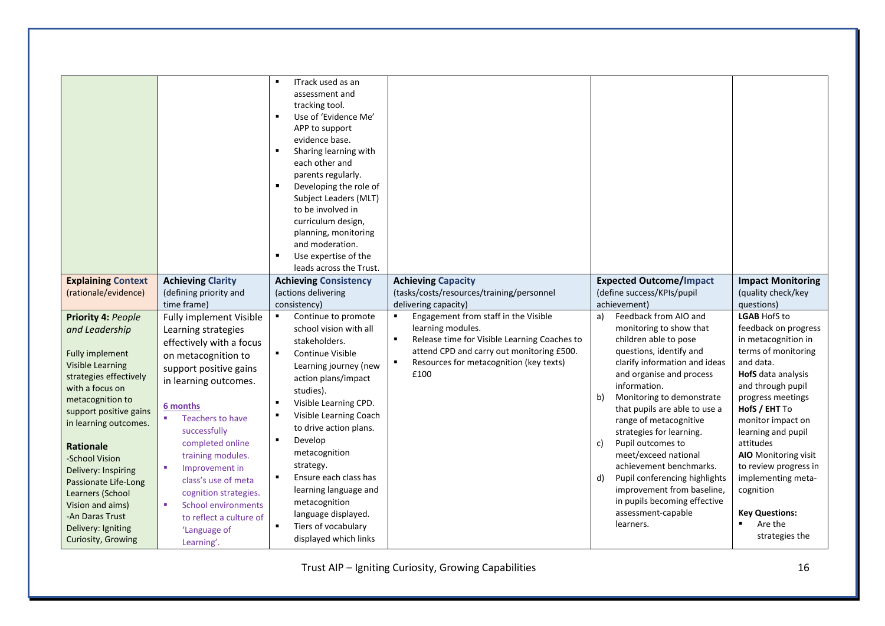| | | | | | |
|---|---|---|---|---|---|
| | | ▪ ITrack used as an assessment and tracking tool.<br>▪ Use of 'Evidence Me' APP to support evidence base.<br>▪ Sharing learning with each other and parents regularly.<br>▪ Developing the role of Subject Leaders (MLT) to be involved in curriculum design, planning, monitoring and moderation.<br>▪ Use expertise of the leads across the Trust. | | | |
| **Explaining Context** (rationale/evidence) | **Achieving Clarity** (defining priority and time frame) | **Achieving Consistency** (actions delivering consistency) | **Achieving Capacity** (tasks/costs/resources/training/personnel delivering capacity) | **Expected Outcome/Impact** (define success/KPIs/pupil achievement) | **Impact Monitoring** (quality check/key questions) |
| **Priority 4:** *People and Leadership*<br><br>Fully implement Visible Learning strategies effectively with a focus on metacognition to support positive gains in learning outcomes.<br><br>**Rationale**<br>-School Vision Delivery: Inspiring Passionate Life-Long Learners (School Vision and aims)<br>-An Daras Trust Delivery: Igniting Curiosity, Growing | Fully implement Visible Learning strategies effectively with a focus on metacognition to support positive gains in learning outcomes.<br><br>**6 months**<br>▪ Teachers to have successfully completed online training modules.<br>▪ Improvement in class's use of meta cognition strategies.<br>▪ School environments to reflect a culture of 'Language of Learning'. | ▪ Continue to promote school vision with all stakeholders.<br>▪ Continue Visible Learning journey (new action plans/impact studies).<br>▪ Visible Learning CPD.<br>▪ Visible Learning Coach to drive action plans.<br>▪ Develop metacognition strategy.<br>▪ Ensure each class has learning language and metacognition language displayed.<br>▪ Tiers of vocabulary displayed which links | ▪ Engagement from staff in the Visible learning modules.<br>▪ Release time for Visible Learning Coaches to attend CPD and carry out monitoring £500.<br>▪ Resources for metacognition (key texts) £100 | a) Feedback from AIO and monitoring to show that children able to pose questions, identify and clarify information and ideas and organise and process information.<br>b) Monitoring to demonstrate that pupils are able to use a range of metacognitive strategies for learning.<br>c) Pupil outcomes to meet/exceed national achievement benchmarks.<br>d) Pupil conferencing highlights improvement from baseline, in pupils becoming effective assessment-capable learners. | **LGAB** HofS to feedback on progress in metacognition in terms of monitoring and data.<br>**HofS** data analysis and through pupil progress meetings<br>**HofS / EHT** To monitor impact on learning and pupil attitudes<br>**AIO** Monitoring visit to review progress in implementing meta-cognition<br><br>**Key Questions:**<br>▪ Are the strategies the |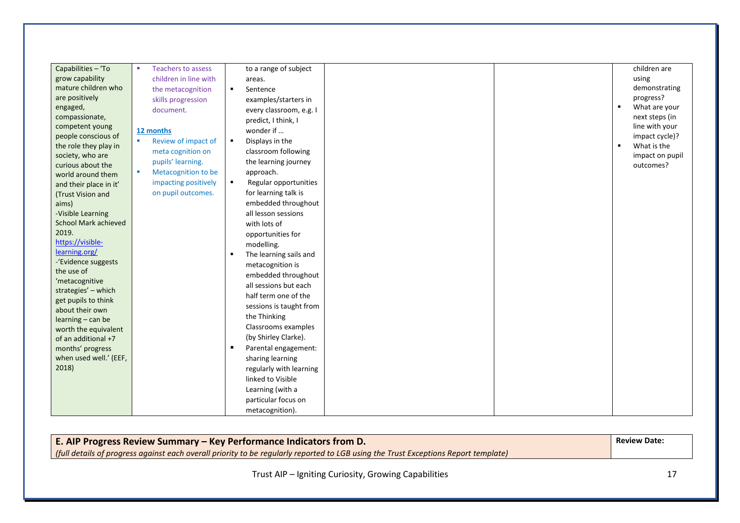| | | | | | |
|---|---|---|---|---|---|
| Capabilities – 'To grow capability mature children who are positively engaged, compassionate, competent young people conscious of the role they play in society, who are curious about the world around them and their place in it' (Trust Vision and aims)<br>-Visible Learning School Mark achieved 2019.<br>https://visible-learning.org/<br>-'Evidence suggests the use of 'metacognitive strategies' – which get pupils to think about their own learning – can be worth the equivalent of an additional +7 months' progress when used well.' (EEF, 2018) | ▪ Teachers to assess children in line with the metacognition skills progression document.<br><br>**12 months**<br>▪ Review of impact of meta cognition on pupils' learning.<br>▪ Metacognition to be impacting positively on pupil outcomes. | to a range of subject areas.<br>▪ Sentence examples/starters in every classroom, e.g. I predict, I think, I wonder if …<br>▪ Displays in the classroom following the learning journey approach.<br>▪ Regular opportunities for learning talk is embedded throughout all lesson sessions with lots of opportunities for modelling.<br>▪ The learning sails and metacognition is embedded throughout all sessions but each half term one of the sessions is taught from the Thinking Classrooms examples (by Shirley Clarke).<br>▪ Parental engagement: sharing learning regularly with learning linked to Visible Learning (with a particular focus on metacognition). | | | children are using demonstrating progress?<br>▪ What are your next steps (in line with your impact cycle)?<br>▪ What is the impact on pupil outcomes? |

| **E. AIP Progress Review Summary – Key Performance Indicators from D.**<br>*(full details of progress against each overall priority to be regularly reported to LGB using the Trust Exceptions Report template)* | **Review Date:** |
|---|---|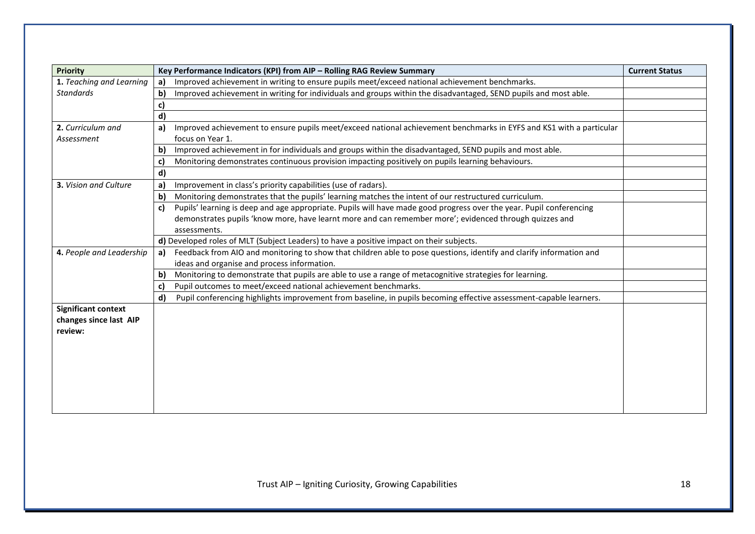| Priority | Key Performance Indicators (KPI) from AIP – Rolling RAG Review Summary | Current Status |
|---|---|---|
| **1.** *Teaching and Learning Standards* | **a)** Improved achievement in writing to ensure pupils meet/exceed national achievement benchmarks. | |
| | **b)** Improved achievement in writing for individuals and groups within the disadvantaged, SEND pupils and most able. | |
| | **c)** | |
| | **d)** | |
| **2.** *Curriculum and Assessment* | **a)** Improved achievement to ensure pupils meet/exceed national achievement benchmarks in EYFS and KS1 with a particular focus on Year 1. | |
| | **b)** Improved achievement in for individuals and groups within the disadvantaged, SEND pupils and most able. | |
| | **c)** Monitoring demonstrates continuous provision impacting positively on pupils learning behaviours. | |
| | **d)** | |
| **3.** *Vision and Culture* | **a)** Improvement in class's priority capabilities (use of radars). | |
| | **b)** Monitoring demonstrates that the pupils' learning matches the intent of our restructured curriculum. | |
| | **c)** Pupils' learning is deep and age appropriate. Pupils will have made good progress over the year. Pupil conferencing demonstrates pupils 'know more, have learnt more and can remember more'; evidenced through quizzes and assessments. | |
| | **d)** Developed roles of MLT (Subject Leaders) to have a positive impact on their subjects. | |
| **4.** *People and Leadership* | **a)** Feedback from AIO and monitoring to show that children able to pose questions, identify and clarify information and ideas and organise and process information. | |
| | **b)** Monitoring to demonstrate that pupils are able to use a range of metacognitive strategies for learning. | |
| | **c)** Pupil outcomes to meet/exceed national achievement benchmarks. | |
| | **d)** Pupil conferencing highlights improvement from baseline, in pupils becoming effective assessment-capable learners. | |
| **Significant context changes since last AIP review:** | | |

Trust AIP – Igniting Curiosity, Growing Capabilities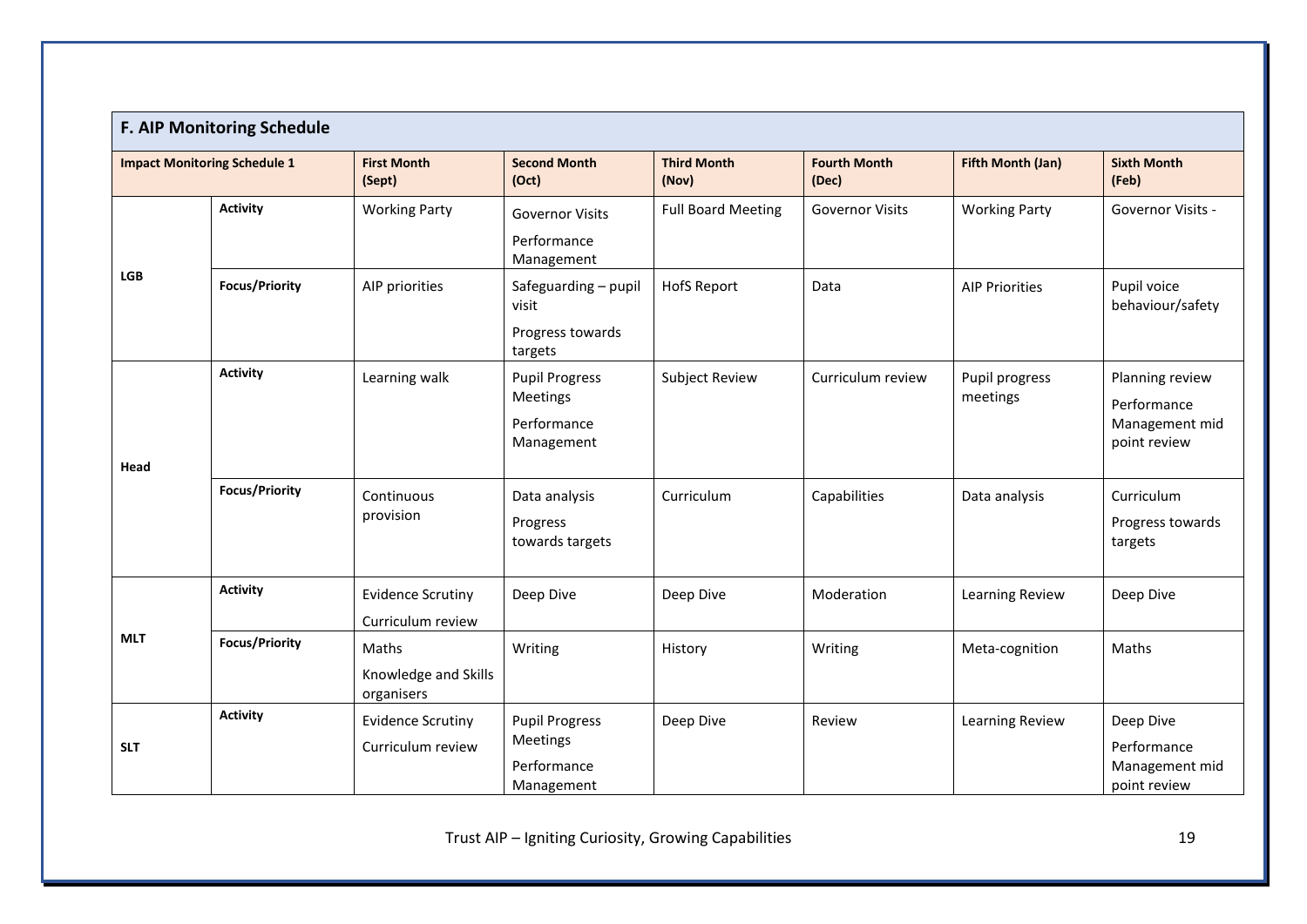## F. AIP Monitoring Schedule

| Impact Monitoring Schedule 1 | | First Month (Sept) | Second Month (Oct) | Third Month (Nov) | Fourth Month (Dec) | Fifth Month (Jan) | Sixth Month (Feb) |
|---|---|---|---|---|---|---|---|
| LGB | Activity | Working Party | Governor Visits<br>Performance Management | Full Board Meeting | Governor Visits | Working Party | Governor Visits - |
| | Focus/Priority | AIP priorities | Safeguarding – pupil visit<br>Progress towards targets | HofS Report | Data | AIP Priorities | Pupil voice behaviour/safety |
| Head | Activity | Learning walk | Pupil Progress Meetings<br>Performance Management | Subject Review | Curriculum review | Pupil progress meetings | Planning review<br>Performance Management mid point review |
| | Focus/Priority | Continuous provision | Data analysis<br>Progress towards targets | Curriculum | Capabilities | Data analysis | Curriculum<br>Progress towards targets |
| MLT | Activity | Evidence Scrutiny<br>Curriculum review | Deep Dive | Deep Dive | Moderation | Learning Review | Deep Dive |
| | Focus/Priority | Maths<br>Knowledge and Skills organisers | Writing | History | Writing | Meta-cognition | Maths |
| SLT | Activity | Evidence Scrutiny<br>Curriculum review | Pupil Progress Meetings<br>Performance Management | Deep Dive | Review | Learning Review | Deep Dive<br>Performance Management mid point review |

Trust AIP – Igniting Curiosity, Growing Capabilities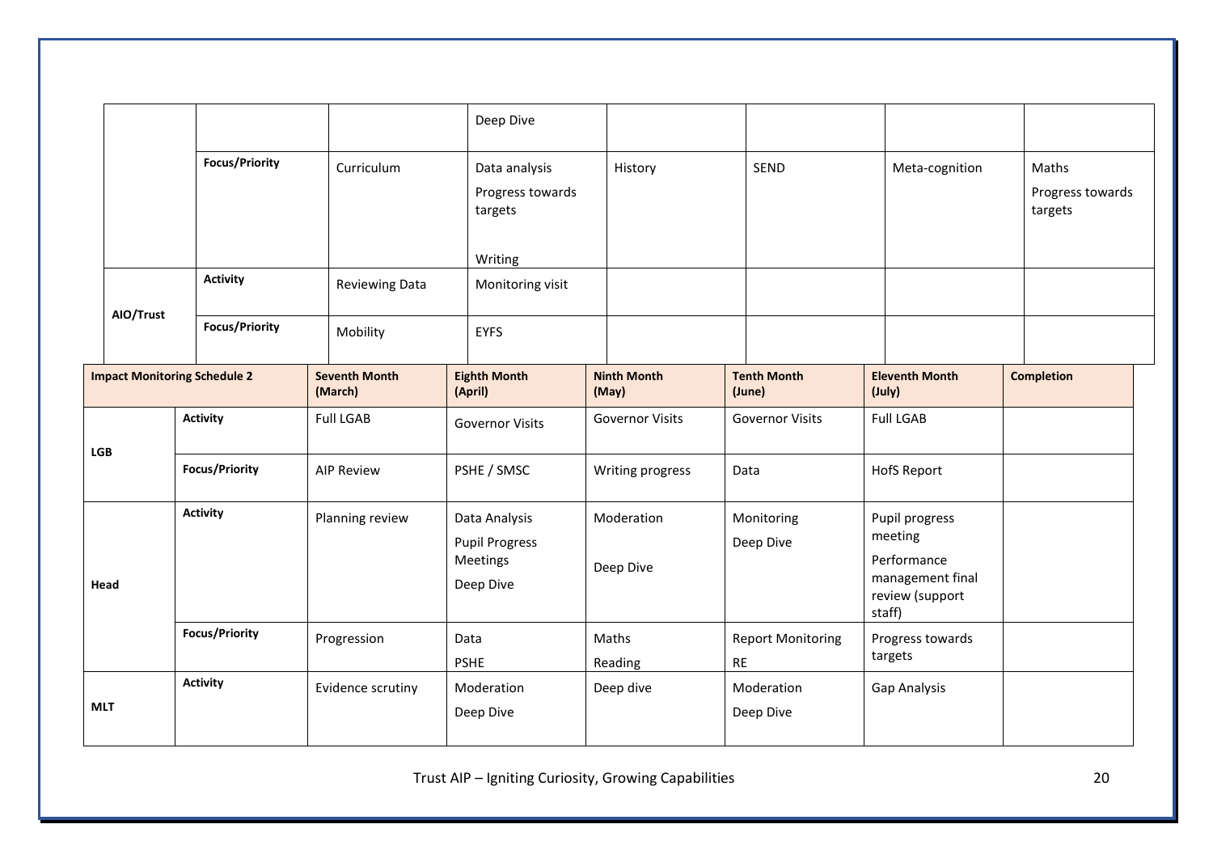| | | | | | | | |
|---|---|---|---|---|---|---|---|
| | | | Deep Dive | | | | |
| | Focus/Priority | Curriculum | Data analysis<br>Progress towards targets<br><br>Writing | History | SEND | Meta-cognition | Maths<br>Progress towards targets |
| AIO/Trust | Activity | Reviewing Data | Monitoring visit | | | | |
| | Focus/Priority | Mobility | EYFS | | | | |

| **Impact Monitoring Schedule 2** | | **Seventh Month (March)** | **Eighth Month (April)** | **Ninth Month (May)** | **Tenth Month (June)** | **Eleventh Month (July)** | **Completion** |
|---|---|---|---|---|---|---|---|
| **LGB** | **Activity** | Full LGAB | Governor Visits | Governor Visits | Governor Visits | Full LGAB | |
| | **Focus/Priority** | AIP Review | PSHE / SMSC | Writing progress | Data | HofS Report | |
| **Head** | **Activity** | Planning review | Data Analysis<br>Pupil Progress Meetings<br>Deep Dive | Moderation<br><br>Deep Dive | Monitoring<br>Deep Dive | Pupil progress meeting<br>Performance management final review (support staff) | |
| | **Focus/Priority** | Progression | Data<br>PSHE | Maths<br>Reading | Report Monitoring<br>RE | Progress towards targets | |
| **MLT** | **Activity** | Evidence scrutiny | Moderation<br>Deep Dive | Deep dive | Moderation<br>Deep Dive | Gap Analysis | |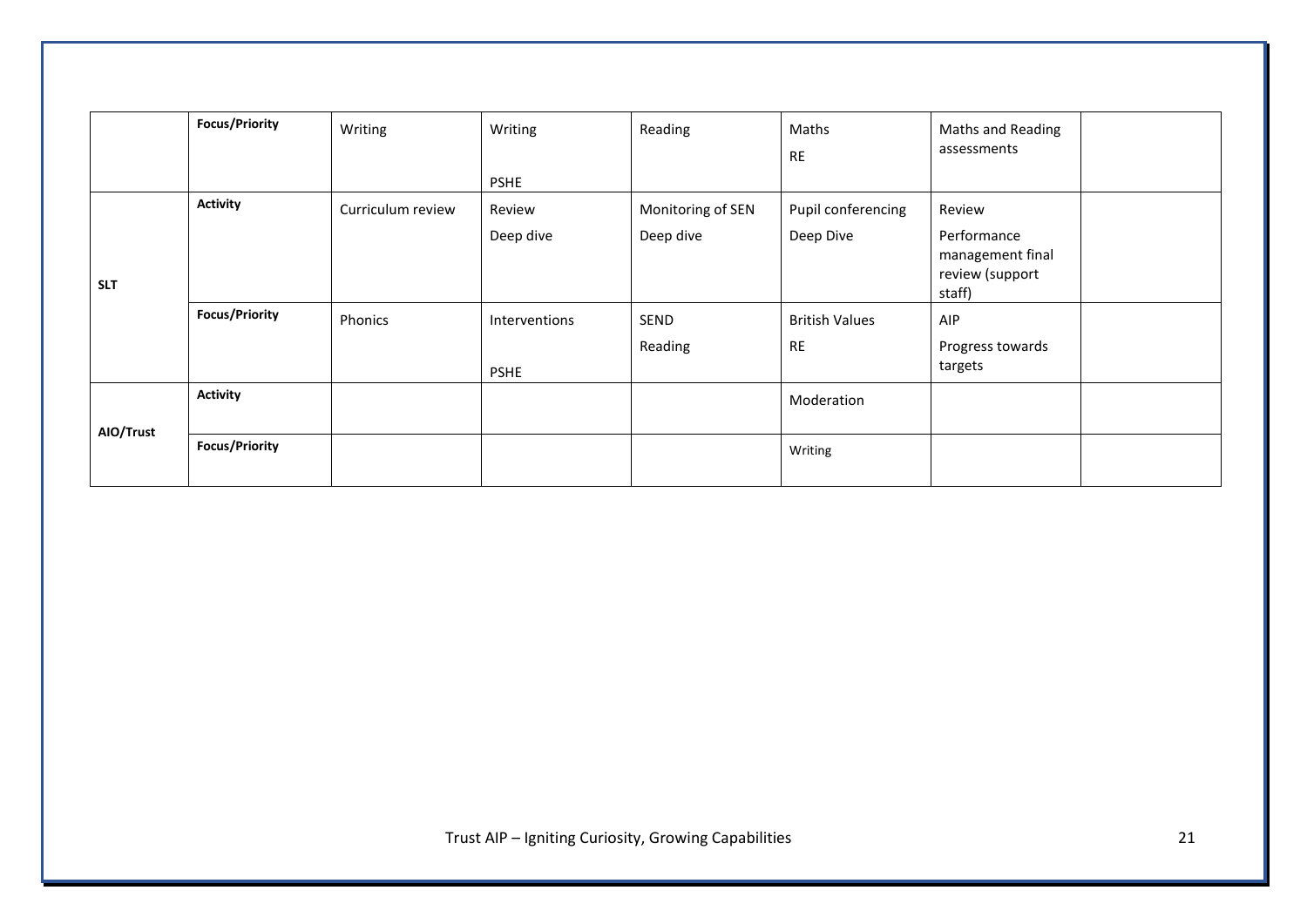| | | | | | | | |
|---|---|---|---|---|---|---|---|
| | **Focus/Priority** | Writing | Writing<br><br>PSHE | Reading | Maths<br>RE | Maths and Reading assessments | |
| **SLT** | **Activity** | Curriculum review | Review<br>Deep dive | Monitoring of SEN<br>Deep dive | Pupil conferencing<br>Deep Dive | Review<br>Performance management final review (support staff) | |
| | **Focus/Priority** | Phonics | Interventions<br><br>PSHE | SEND<br>Reading | British Values<br>RE | AIP<br>Progress towards targets | |
| **AIO/Trust** | **Activity** | | | | Moderation | | |
| | **Focus/Priority** | | | | Writing | | |